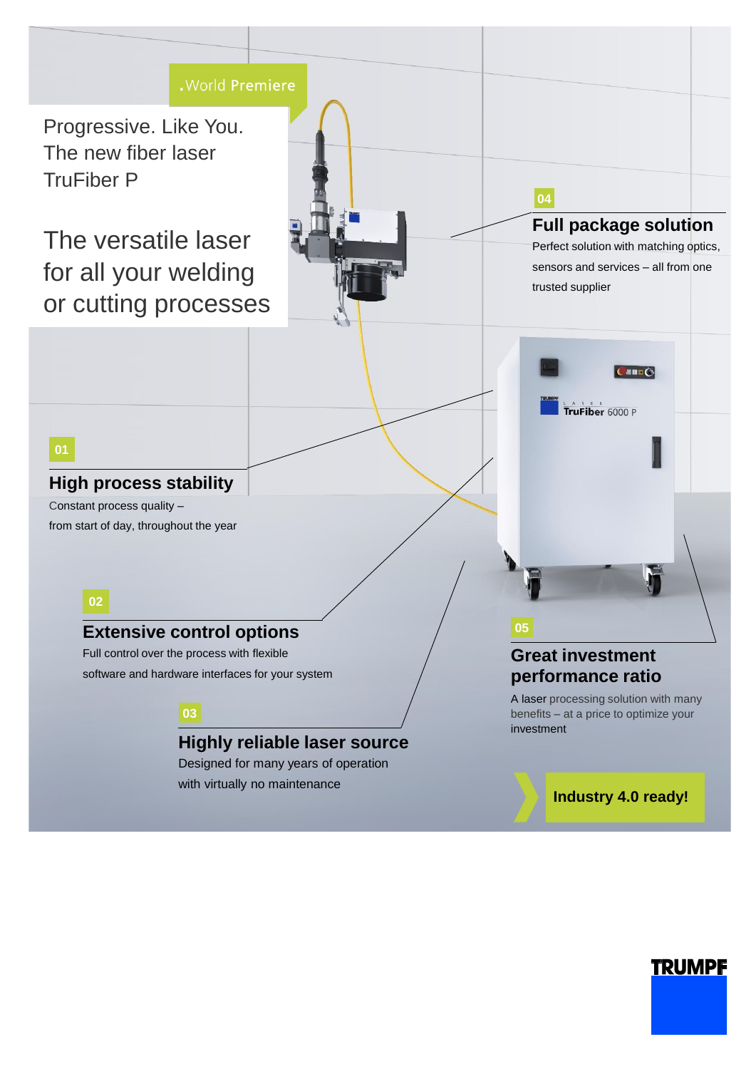.World Premiere

Progressive. Like You.
The new fiber laser
TruFiber P

# The versatile laser for all your welding or cutting processes

01

## High process stability

Constant process quality –
from start of day, throughout the year

02

## Extensive control options

Full control over the process with flexible
software and hardware interfaces for your system

03

## Highly reliable laser source

Designed for many years of operation
with virtually no maintenance

04

## Full package solution

Perfect solution with matching optics,
sensors and services – all from one
trusted supplier

05

## Great investment performance ratio

A laser processing solution with many
benefits – at a price to optimize your
investment

**Industry 4.0 ready!**

TRUMPF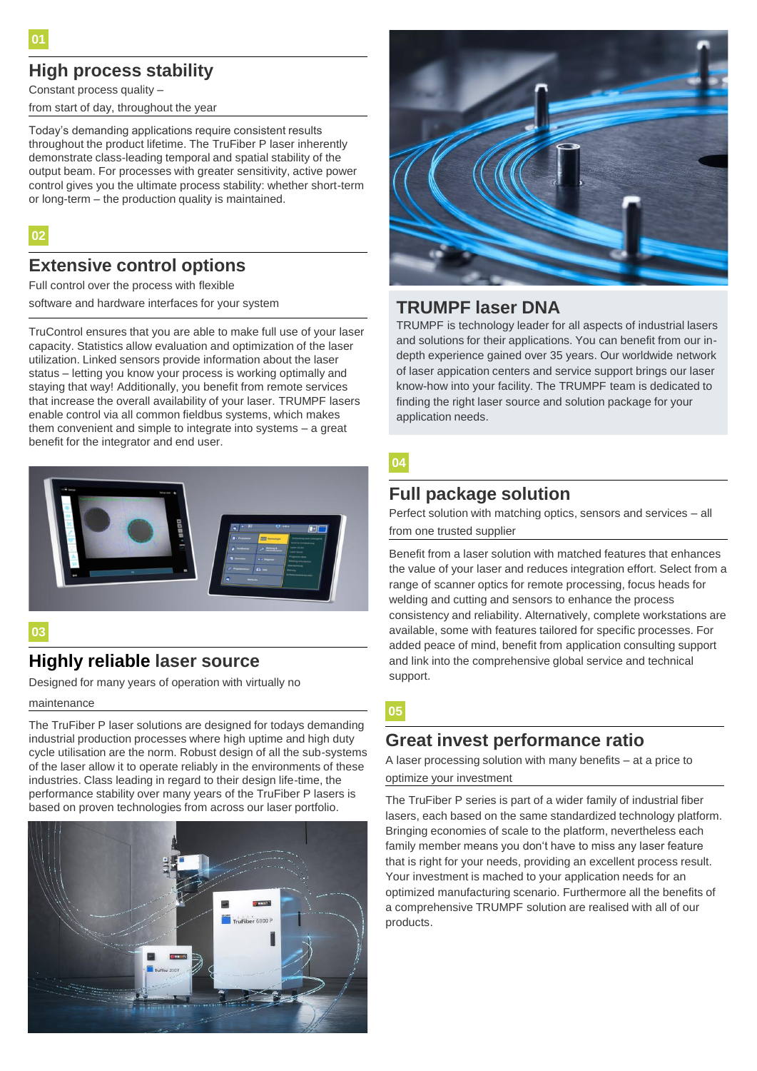01

## High process stability

Constant process quality –
from start of day, throughout the year

Today's demanding applications require consistent results throughout the product lifetime. The TruFiber P laser inherently demonstrate class-leading temporal and spatial stability of the output beam. For processes with greater sensitivity, active power control gives you the ultimate process stability: whether short-term or long-term – the production quality is maintained.

02

## Extensive control options

Full control over the process with flexible
software and hardware interfaces for your system

TruControl ensures that you are able to make full use of your laser capacity. Statistics allow evaluation and optimization of the laser utilization. Linked sensors provide information about the laser status – letting you know your process is working optimally and staying that way! Additionally, you benefit from remote services that increase the overall availability of your laser. TRUMPF lasers enable control via all common fieldbus systems, which makes them convenient and simple to integrate into systems – a great benefit for the integrator and end user.

03

## Highly reliable laser source

Designed for many years of operation with virtually no
maintenance

The TruFiber P laser solutions are designed for todays demanding industrial production processes where high uptime and high duty cycle utilisation are the norm. Robust design of all the sub-systems of the laser allow it to operate reliably in the environments of these industries. Class leading in regard to their design life-time, the performance stability over many years of the TruFiber P lasers is based on proven technologies from across our laser portfolio.

## TRUMPF laser DNA

TRUMPF is technology leader for all aspects of industrial lasers and solutions for their applications. You can benefit from our in-depth experience gained over 35 years. Our worldwide network of laser appication centers and service support brings our laser know-how into your facility. The TRUMPF team is dedicated to finding the right laser source and solution package for your application needs.

04

## Full package solution

Perfect solution with matching optics, sensors and services – all
from one trusted supplier

Benefit from a laser solution with matched features that enhances the value of your laser and reduces integration effort. Select from a range of scanner optics for remote processing, focus heads for welding and cutting and sensors to enhance the process consistency and reliability. Alternatively, complete workstations are available, some with features tailored for specific processes. For added peace of mind, benefit from application consulting support and link into the comprehensive global service and technical support.

05

## Great invest performance ratio

A laser processing solution with many benefits – at a price to
optimize your investment

The TruFiber P series is part of a wider family of industrial fiber lasers, each based on the same standardized technology platform. Bringing economies of scale to the platform, nevertheless each family member means you don't have to miss any laser feature that is right for your needs, providing an excellent process result. Your investment is mached to your application needs for an optimized manufacturing scenario. Furthermore all the benefits of a comprehensive TRUMPF solution are realised with all of our products.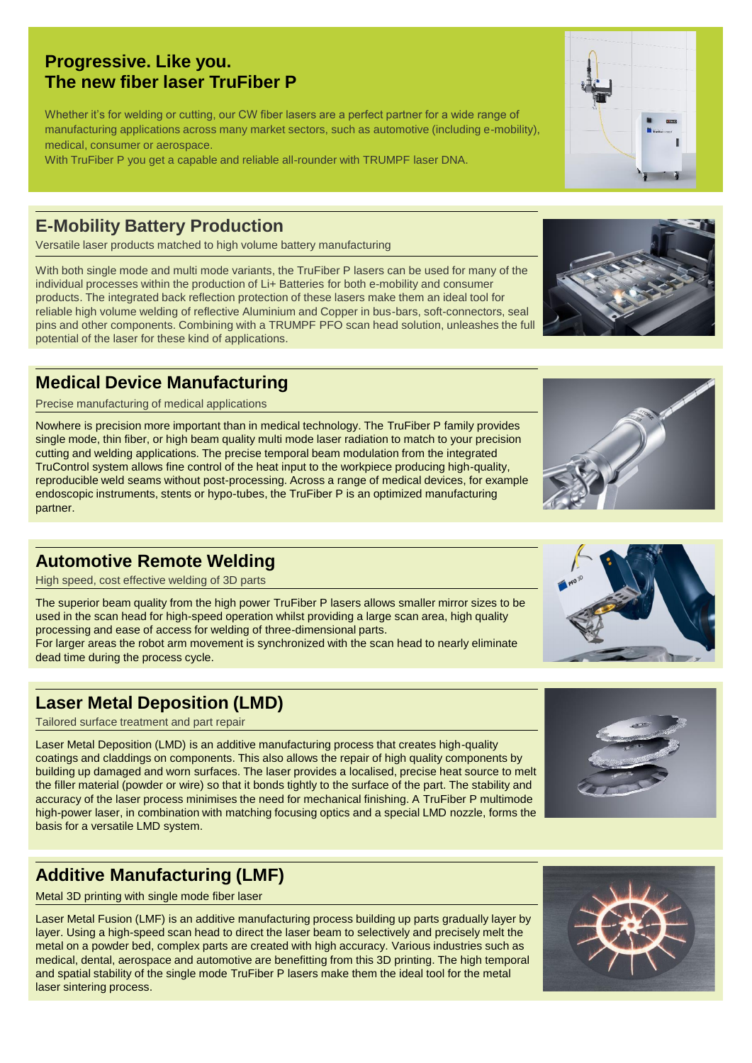# Progressive. Like you.
# The new fiber laser TruFiber P

Whether it's for welding or cutting, our CW fiber lasers are a perfect partner for a wide range of manufacturing applications across many market sectors, such as automotive (including e-mobility), medical, consumer or aerospace.
With TruFiber P you get a capable and reliable all-rounder with TRUMPF laser DNA.

## E-Mobility Battery Production

Versatile laser products matched to high volume battery manufacturing

With both single mode and multi mode variants, the TruFiber P lasers can be used for many of the individual processes within the production of Li+ Batteries for both e-mobility and consumer products. The integrated back reflection protection of these lasers make them an ideal tool for reliable high volume welding of reflective Aluminium and Copper in bus-bars, soft-connectors, seal pins and other components. Combining with a TRUMPF PFO scan head solution, unleashes the full potential of the laser for these kind of applications.

## Medical Device Manufacturing

Precise manufacturing of medical applications

Nowhere is precision more important than in medical technology. The TruFiber P family provides single mode, thin fiber, or high beam quality multi mode laser radiation to match to your precision cutting and welding applications. The precise temporal beam modulation from the integrated TruControl system allows fine control of the heat input to the workpiece producing high-quality, reproducible weld seams without post-processing. Across a range of medical devices, for example endoscopic instruments, stents or hypo-tubes, the TruFiber P is an optimized manufacturing partner.

## Automotive Remote Welding

High speed, cost effective welding of 3D parts

The superior beam quality from the high power TruFiber P lasers allows smaller mirror sizes to be used in the scan head for high-speed operation whilst providing a large scan area, high quality processing and ease of access for welding of three-dimensional parts.
For larger areas the robot arm movement is synchronized with the scan head to nearly eliminate dead time during the process cycle.

## Laser Metal Deposition (LMD)

Tailored surface treatment and part repair

Laser Metal Deposition (LMD) is an additive manufacturing process that creates high-quality coatings and claddings on components. This also allows the repair of high quality components by building up damaged and worn surfaces. The laser provides a localised, precise heat source to melt the filler material (powder or wire) so that it bonds tightly to the surface of the part. The stability and accuracy of the laser process minimises the need for mechanical finishing. A TruFiber P multimode high-power laser, in combination with matching focusing optics and a special LMD nozzle, forms the basis for a versatile LMD system.

## Additive Manufacturing (LMF)

Metal 3D printing with single mode fiber laser

Laser Metal Fusion (LMF) is an additive manufacturing process building up parts gradually layer by layer. Using a high-speed scan head to direct the laser beam to selectively and precisely melt the metal on a powder bed, complex parts are created with high accuracy. Various industries such as medical, dental, aerospace and automotive are benefitting from this 3D printing. The high temporal and spatial stability of the single mode TruFiber P lasers make them the ideal tool for the metal laser sintering process.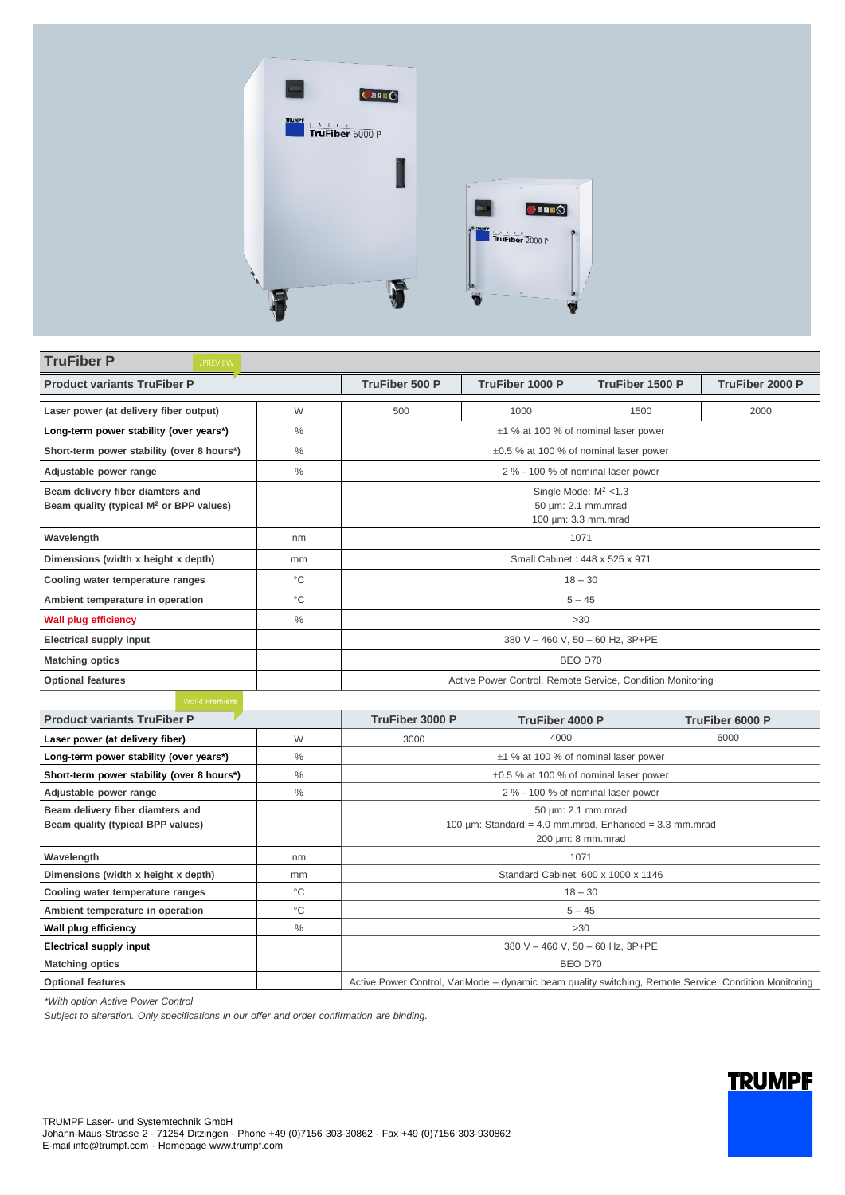## TruFiber P

PREVIEW

| Product variants TruFiber P | | TruFiber 500 P | TruFiber 1000 P | TruFiber 1500 P | TruFiber 2000 P |
|---|---|---|---|---|---|
| Laser power (at delivery fiber output) | W | 500 | 1000 | 1500 | 2000 |
| Long-term power stability (over years*) | % | ±1 % at 100 % of nominal laser power | | | |
| Short-term power stability (over 8 hours*) | % | ±0.5 % at 100 % of nominal laser power | | | |
| Adjustable power range | % | 2 % - 100 % of nominal laser power | | | |
| Beam delivery fiber diamters and Beam quality (typical $M^2$ or BPP values) | | Single Mode: $M^2$ <1.3<br>50 µm: 2.1 mm.mrad<br>100 µm: 3.3 mm.mrad | | | |
| Wavelength | nm | 1071 | | | |
| Dimensions (width x height x depth) | mm | Small Cabinet : 448 x 525 x 971 | | | |
| Cooling water temperature ranges | °C | 18 – 30 | | | |
| Ambient temperature in operation | °C | 5 – 45 | | | |
| Wall plug efficiency | % | >30 | | | |
| Electrical supply input | | 380 V – 460 V, 50 – 60 Hz, 3P+PE | | | |
| Matching optics | | BEO D70 | | | |
| Optional features | | Active Power Control, Remote Service, Condition Monitoring | | | |

World Premiere

| Product variants TruFiber P | | TruFiber 3000 P | TruFiber 4000 P | TruFiber 6000 P |
|---|---|---|---|---|
| Laser power (at delivery fiber) | W | 3000 | 4000 | 6000 |
| Long-term power stability (over years*) | % | ±1 % at 100 % of nominal laser power | | |
| Short-term power stability (over 8 hours*) | % | ±0.5 % at 100 % of nominal laser power | | |
| Adjustable power range | % | 2 % - 100 % of nominal laser power | | |
| Beam delivery fiber diamters and Beam quality (typical BPP values) | | 50 µm: 2.1 mm.mrad<br>100 µm: Standard = 4.0 mm.mrad, Enhanced = 3.3 mm.mrad<br>200 µm: 8 mm.mrad | | |
| Wavelength | nm | 1071 | | |
| Dimensions (width x height x depth) | mm | Standard Cabinet: 600 x 1000 x 1146 | | |
| Cooling water temperature ranges | °C | 18 – 30 | | |
| Ambient temperature in operation | °C | 5 – 45 | | |
| Wall plug efficiency | % | >30 | | |
| Electrical supply input | | 380 V – 460 V, 50 – 60 Hz, 3P+PE | | |
| Matching optics | | BEO D70 | | |
| Optional features | | Active Power Control, VariMode – dynamic beam quality switching, Remote Service, Condition Monitoring | | |

*\*With option Active Power Control*

*Subject to alteration. Only specifications in our offer and order confirmation are binding.*

TRUMPF Laser- und Systemtechnik GmbH
Johann-Maus-Strasse 2 · 71254 Ditzingen · Phone +49 (0)7156 303-30862 · Fax +49 (0)7156 303-930862
E-mail info@trumpf.com · Homepage www.trumpf.com

TRUMPF